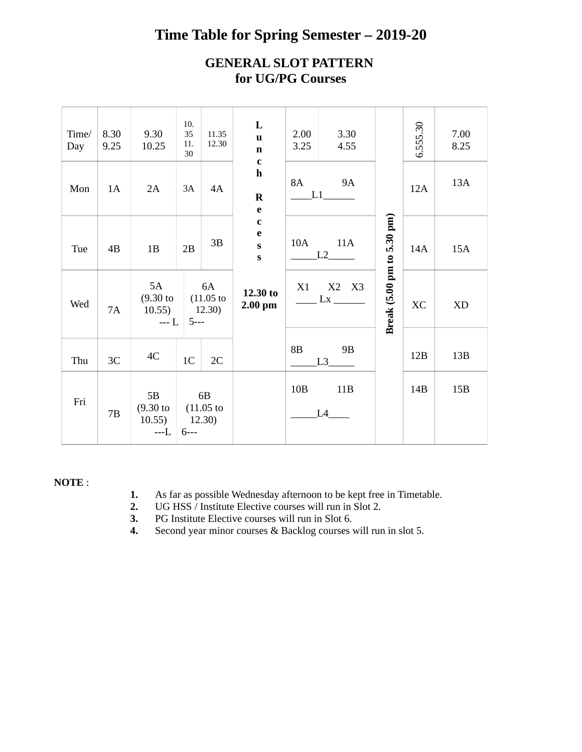# Time Table for Spring Semester – 2019-20

## GENERAL SLOT PATTERN for UG/PG Courses

| Time/ Day | 8.30 9.25 | 9.30 10.25 | 10.35 11.30 | 11.35 12.30 | Lunch Recess 12.30 to 2.00 pm | 2.00 3.25 | 3.30 4.55 | Break (5.00 pm to 5.30 pm) | 6.555.30 | 7.00 8.25 |
|---|---|---|---|---|---|---|---|---|---|---|
| Mon | 1A | 2A | 3A | 4A | | 8A ____L1______ | 9A | | 12A | 13A |
| Tue | 4B | 1B | 2B | 3B | | 10A _____L2_____ | 11A | | 14A | 15A |
| Wed | 7A | 5A (9.30 to 10.55) --- L | 6A (11.05 to 12.30) 5--- | | | X1 ____ Lx ______ | X2 X3 | | XC | XD |
| | | | | | | 8B _____L3_____ | 9B | | 12B | 13B |
| Thu | 3C | 4C | 1C | 2C | | | | | | |
| Fri | 7B | 5B (9.30 to 10.55) ---L | 6B (11.05 to 12.30) 6--- | | | 10B _____L4____ | 11B | | 14B | 15B |

**NOTE** :

1. As far as possible Wednesday afternoon to be kept free in Timetable.
2. UG HSS / Institute Elective courses will run in Slot 2.
3. PG Institute Elective courses will run in Slot 6.
4. Second year minor courses & Backlog courses will run in slot 5.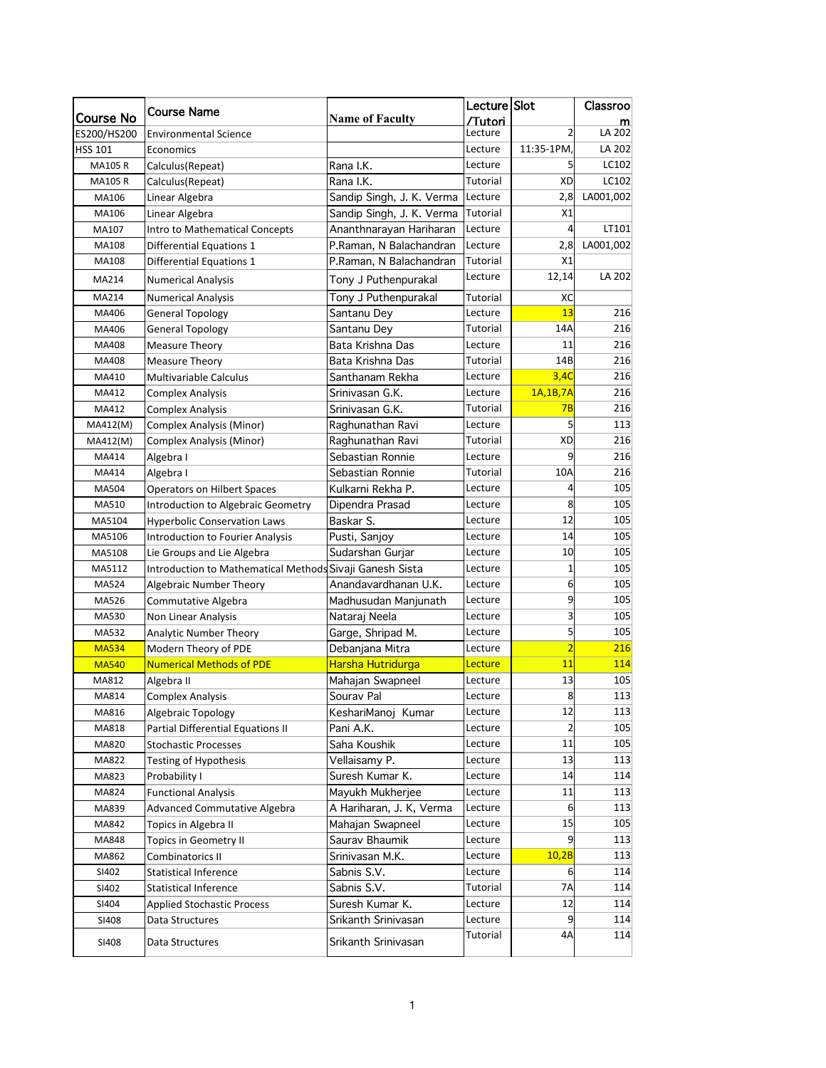| Course No | Course Name | Name of Faculty | Lecture /Tutori | Slot | Classroom |
|---|---|---|---|---|---|
| ES200/HS200 | Environmental Science | | Lecture | 2 | LA 202 |
| HSS 101 | Economics | | Lecture | 11:35-1PM, | LA 202 |
| MA105 R | Calculus(Repeat) | Rana I.K. | Lecture | 5 | LC102 |
| MA105 R | Calculus(Repeat) | Rana I.K. | Tutorial | XD | LC102 |
| MA106 | Linear Algebra | Sandip Singh, J. K. Verma | Lecture | 2,8 | LA001,002 |
| MA106 | Linear Algebra | Sandip Singh, J. K. Verma | Tutorial | X1 | |
| MA107 | Intro to Mathematical Concepts | Ananthnarayan Hariharan | Lecture | 4 | LT101 |
| MA108 | Differential Equations 1 | P.Raman, N Balachandran | Lecture | 2,8 | LA001,002 |
| MA108 | Differential Equations 1 | P.Raman, N Balachandran | Tutorial | X1 | |
| MA214 | Numerical Analysis | Tony J Puthenpurakal | Lecture | 12,14 | LA 202 |
| MA214 | Numerical Analysis | Tony J Puthenpurakal | Tutorial | XC | |
| MA406 | General Topology | Santanu Dey | Lecture | 13 | 216 |
| MA406 | General Topology | Santanu Dey | Tutorial | 14A | 216 |
| MA408 | Measure Theory | Bata Krishna Das | Lecture | 11 | 216 |
| MA408 | Measure Theory | Bata Krishna Das | Tutorial | 14B | 216 |
| MA410 | Multivariable Calculus | Santhanam Rekha | Lecture | 3,4C | 216 |
| MA412 | Complex Analysis | Srinivasan G.K. | Lecture | 1A,1B,7A | 216 |
| MA412 | Complex Analysis | Srinivasan G.K. | Tutorial | 7B | 216 |
| MA412(M) | Complex Analysis (Minor) | Raghunathan Ravi | Lecture | 5 | 113 |
| MA412(M) | Complex Analysis (Minor) | Raghunathan Ravi | Tutorial | XD | 216 |
| MA414 | Algebra I | Sebastian Ronnie | Lecture | 9 | 216 |
| MA414 | Algebra I | Sebastian Ronnie | Tutorial | 10A | 216 |
| MA504 | Operators on Hilbert Spaces | Kulkarni Rekha P. | Lecture | 4 | 105 |
| MA510 | Introduction to Algebraic Geometry | Dipendra Prasad | Lecture | 8 | 105 |
| MA5104 | Hyperbolic Conservation Laws | Baskar S. | Lecture | 12 | 105 |
| MA5106 | Introduction to Fourier Analysis | Pusti, Sanjoy | Lecture | 14 | 105 |
| MA5108 | Lie Groups and Lie Algebra | Sudarshan Gurjar | Lecture | 10 | 105 |
| MA5112 | Introduction to Mathematical Methods | Sivaji Ganesh Sista | Lecture | 1 | 105 |
| MA524 | Algebraic Number Theory | Anandavardhanan U.K. | Lecture | 6 | 105 |
| MA526 | Commutative Algebra | Madhusudan Manjunath | Lecture | 9 | 105 |
| MA530 | Non Linear Analysis | Nataraj Neela | Lecture | 3 | 105 |
| MA532 | Analytic Number Theory | Garge, Shripad M. | Lecture | 5 | 105 |
| MA534 | Modern Theory of PDE | Debanjana Mitra | Lecture | 2 | 216 |
| MA540 | Numerical Methods of PDE | Harsha Hutridurga | Lecture | 11 | 114 |
| MA812 | Algebra II | Mahajan Swapneel | Lecture | 13 | 105 |
| MA814 | Complex Analysis | Sourav Pal | Lecture | 8 | 113 |
| MA816 | Algebraic Topology | KeshariManoj Kumar | Lecture | 12 | 113 |
| MA818 | Partial Differential Equations II | Pani A.K. | Lecture | 2 | 105 |
| MA820 | Stochastic Processes | Saha Koushik | Lecture | 11 | 105 |
| MA822 | Testing of Hypothesis | Vellaisamy P. | Lecture | 13 | 113 |
| MA823 | Probability I | Suresh Kumar K. | Lecture | 14 | 114 |
| MA824 | Functional Analysis | Mayukh Mukherjee | Lecture | 11 | 113 |
| MA839 | Advanced Commutative Algebra | A Hariharan, J. K, Verma | Lecture | 6 | 113 |
| MA842 | Topics in Algebra II | Mahajan Swapneel | Lecture | 15 | 105 |
| MA848 | Topics in Geometry II | Saurav Bhaumik | Lecture | 9 | 113 |
| MA862 | Combinatorics II | Srinivasan M.K. | Lecture | 10,2B | 113 |
| SI402 | Statistical Inference | Sabnis S.V. | Lecture | 6 | 114 |
| SI402 | Statistical Inference | Sabnis S.V. | Tutorial | 7A | 114 |
| SI404 | Applied Stochastic Process | Suresh Kumar K. | Lecture | 12 | 114 |
| SI408 | Data Structures | Srikanth Srinivasan | Lecture | 9 | 114 |
| SI408 | Data Structures | Srikanth Srinivasan | Tutorial | 4A | 114 |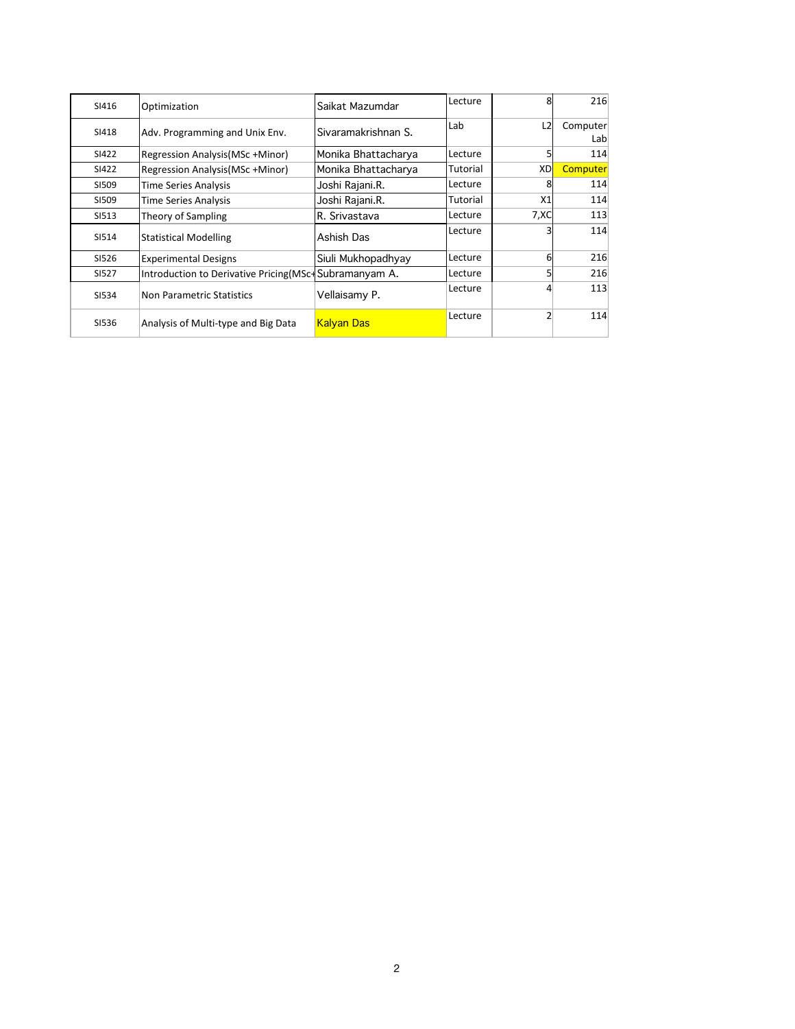| | | | | | |
|---|---|---|---|---|---|
| SI416 | Optimization | Saikat Mazumdar | Lecture | 8 | 216 |
| SI418 | Adv. Programming and Unix Env. | Sivaramakrishnan S. | Lab | L2 | Computer Lab |
| SI422 | Regression Analysis(MSc +Minor) | Monika Bhattacharya | Lecture | 5 | 114 |
| SI422 | Regression Analysis(MSc +Minor) | Monika Bhattacharya | Tutorial | XD | Computer |
| SI509 | Time Series Analysis | Joshi Rajani.R. | Lecture | 8 | 114 |
| SI509 | Time Series Analysis | Joshi Rajani.R. | Tutorial | X1 | 114 |
| SI513 | Theory of Sampling | R. Srivastava | Lecture | 7,XC | 113 |
| SI514 | Statistical Modelling | Ashish Das | Lecture | 3 | 114 |
| SI526 | Experimental Designs | Siuli Mukhopadhyay | Lecture | 6 | 216 |
| SI527 | Introduction to Derivative Pricing(MSc+ | Subramanyam A. | Lecture | 5 | 216 |
| SI534 | Non Parametric Statistics | Vellaisamy P. | Lecture | 4 | 113 |
| SI536 | Analysis of Multi-type and Big Data | Kalyan Das | Lecture | 2 | 114 |